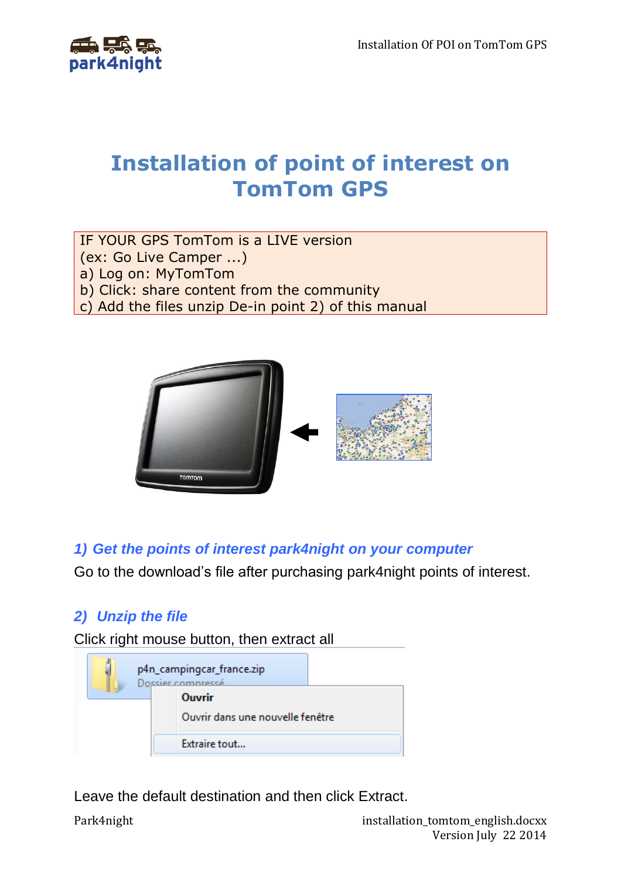# Installation of point of interest on TomTom GPS

IF YOUR GPS TomTom is a LIVE version
(ex: Go Live Camper ...)
a) Log on: MyTomTom
b) Click: share content from the community
c) Add the files unzip De-in point 2) of this manual

### *1) Get the points of interest park4night on your computer*

Go to the download's file after purchasing park4night points of interest.

### *2) Unzip the file*

Click right mouse button, then extract all

Leave the default destination and then click Extract.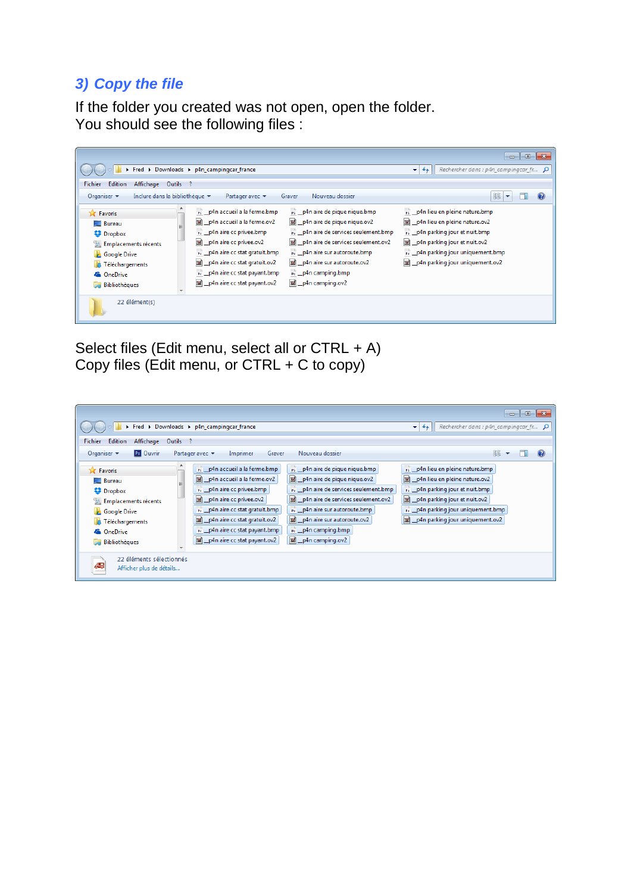### *3) Copy the file*

If the folder you created was not open, open the folder.
You should see the following files :

Select files (Edit menu, select all or CTRL + A)
Copy files (Edit menu, or CTRL + C to copy)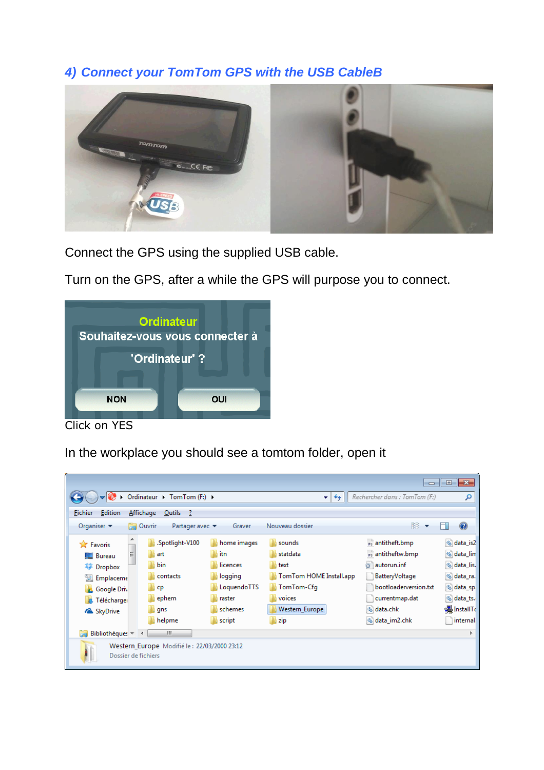## *4) Connect your TomTom GPS with the USB CableB*

Connect the GPS using the supplied USB cable.

Turn on the GPS, after a while the GPS will purpose you to connect.

Click on YES

In the workplace you should see a tomtom folder, open it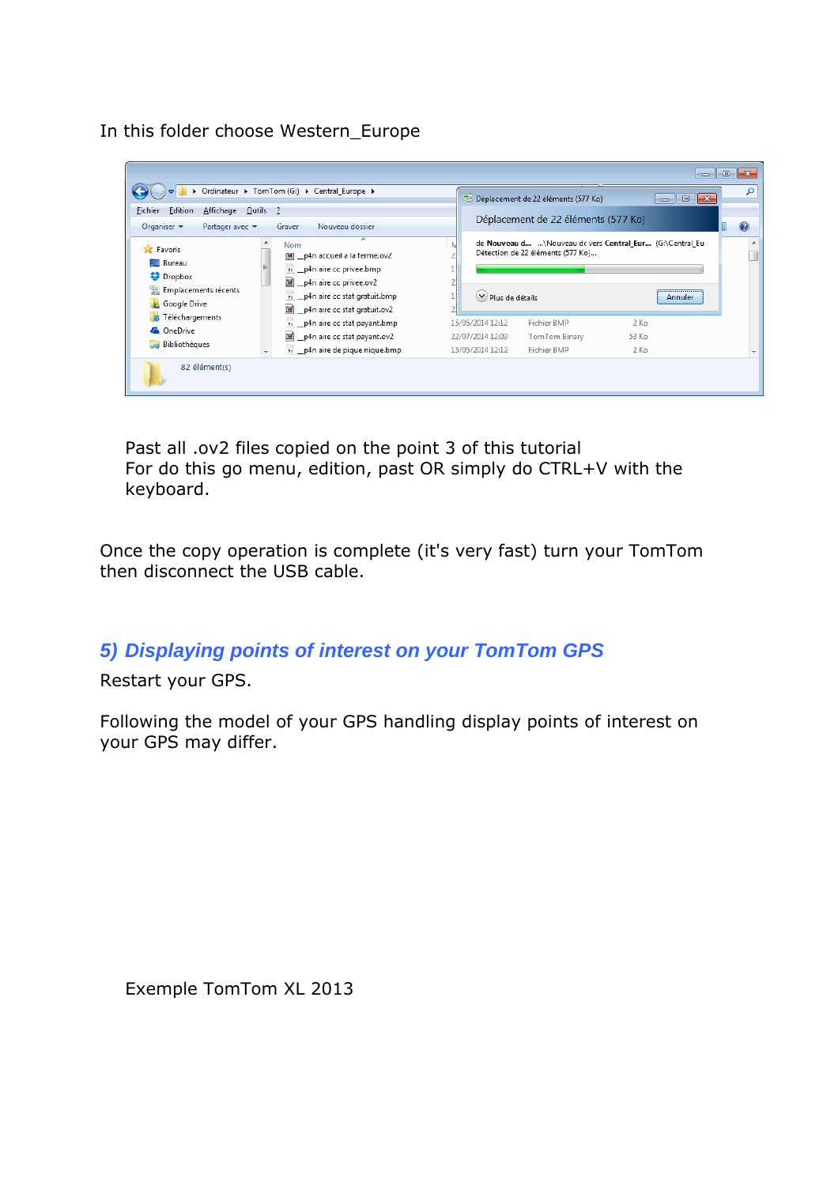In this folder choose Western_Europe

Past all .ov2 files copied on the point 3 of this tutorial
For do this go menu, edition, past OR simply do CTRL+V with the keyboard.

Once the copy operation is complete (it's very fast) turn your TomTom then disconnect the USB cable.

## *5) Displaying points of interest on your TomTom GPS*

Restart your GPS.

Following the model of your GPS handling display points of interest on your GPS may differ.

Exemple TomTom XL 2013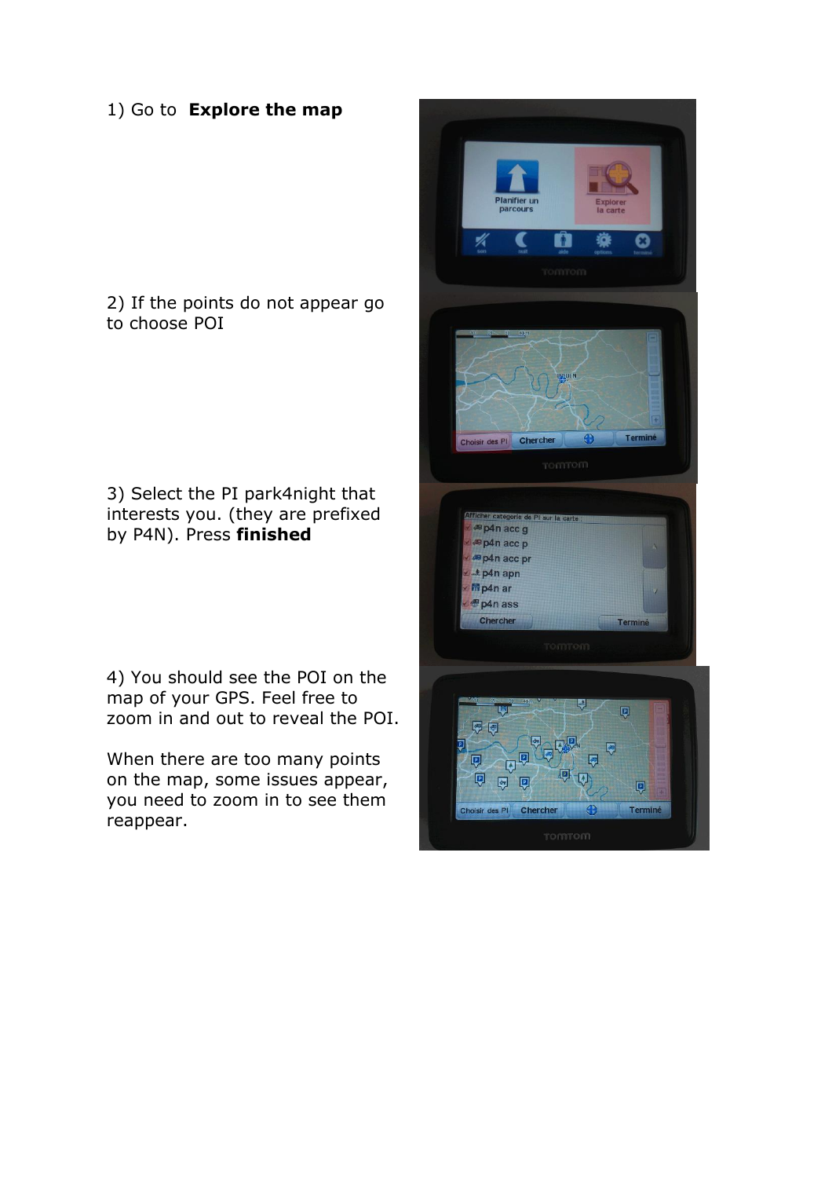1) Go to **Explore the map**

2) If the points do not appear go to choose POI

3) Select the PI park4night that interests you. (they are prefixed by P4N). Press **finished**

4) You should see the POI on the map of your GPS. Feel free to zoom in and out to reveal the POI.

When there are too many points on the map, some issues appear, you need to zoom in to see them reappear.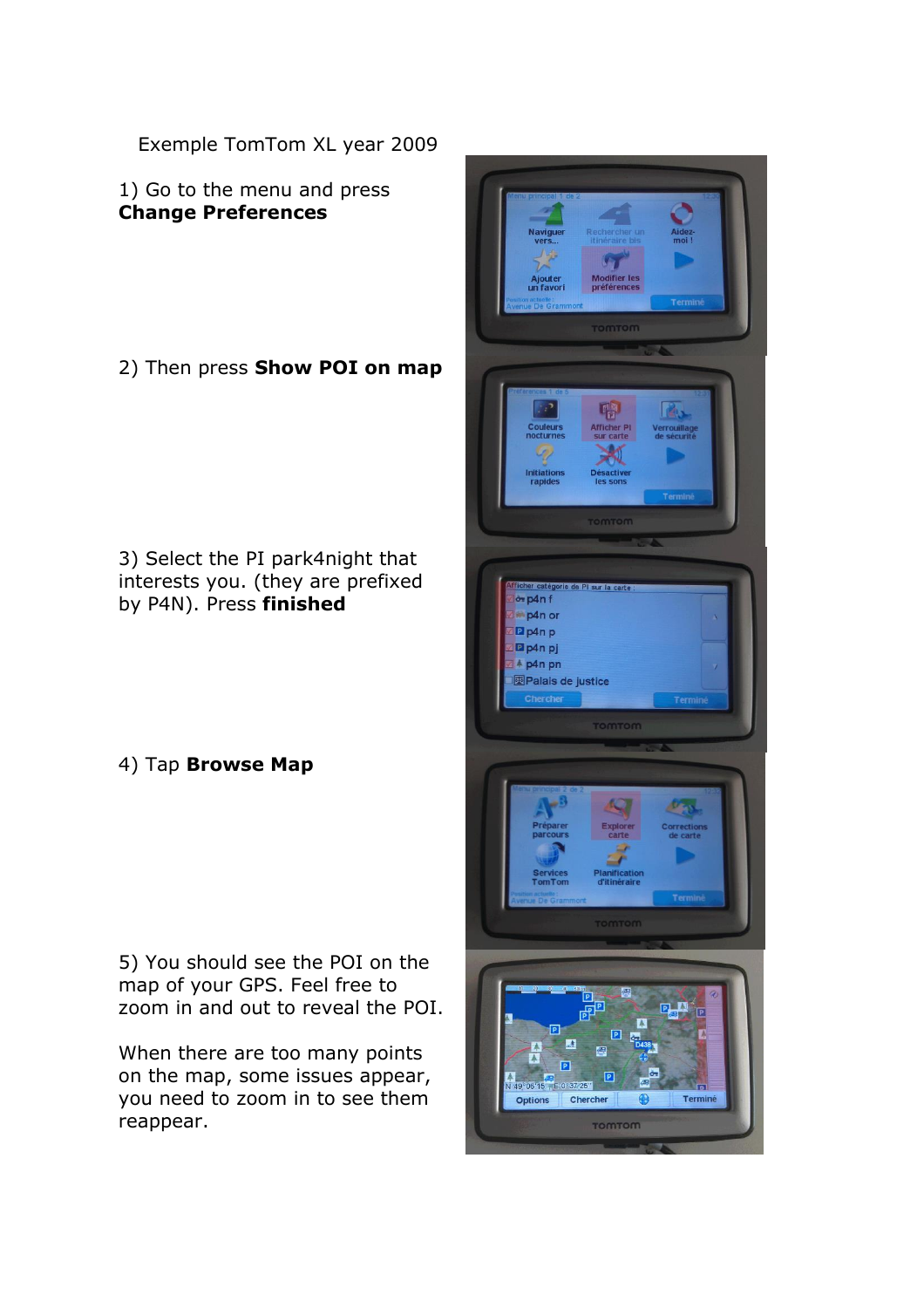Exemple TomTom XL year 2009

1) Go to the menu and press **Change Preferences**

2) Then press **Show POI on map**

3) Select the PI park4night that interests you. (they are prefixed by P4N). Press **finished**

4) Tap **Browse Map**

5) You should see the POI on the map of your GPS. Feel free to zoom in and out to reveal the POI.

When there are too many points on the map, some issues appear, you need to zoom in to see them reappear.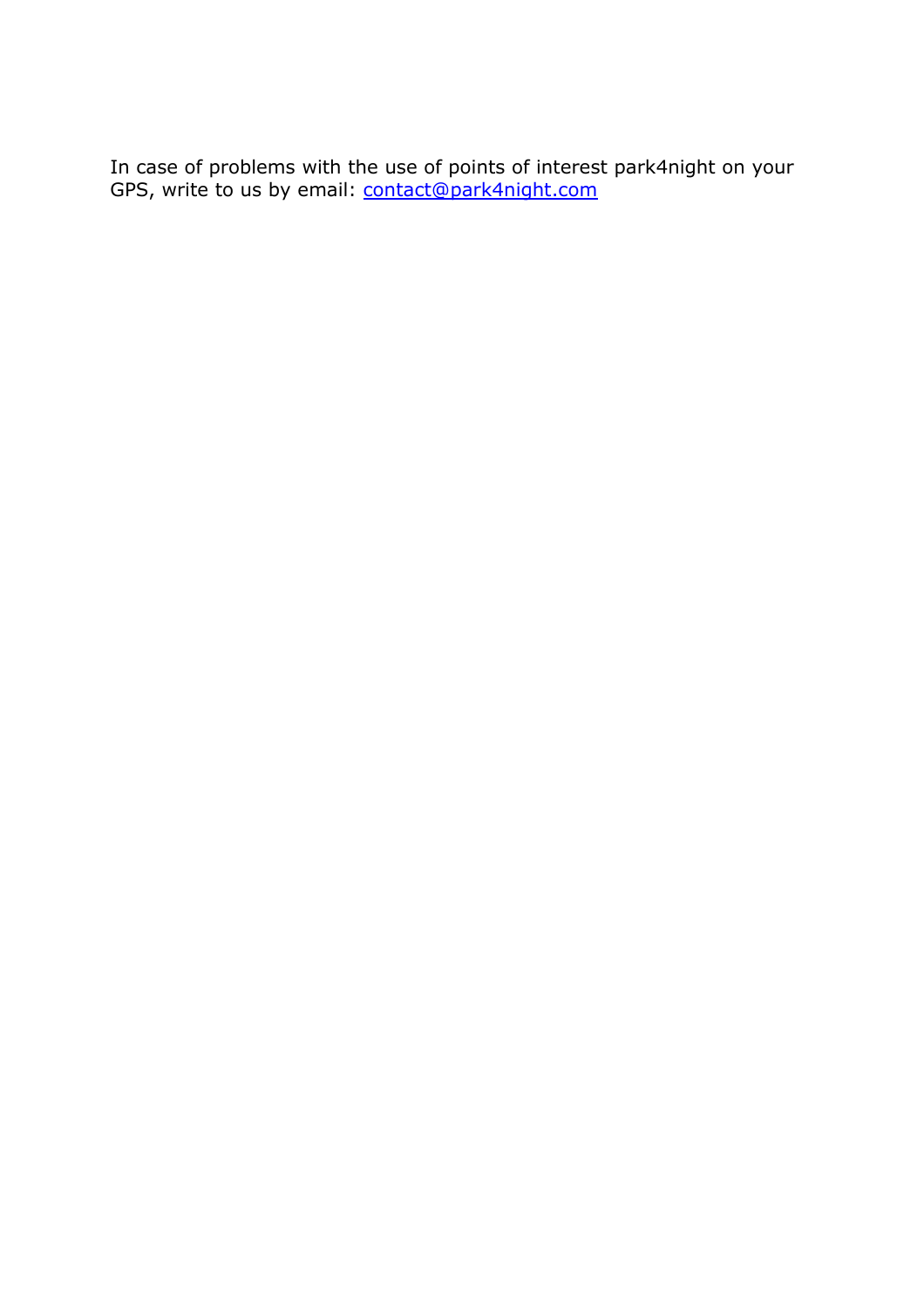In case of problems with the use of points of interest park4night on your GPS, write to us by email: [contact@park4night.com](mailto:contact@park4night.com)